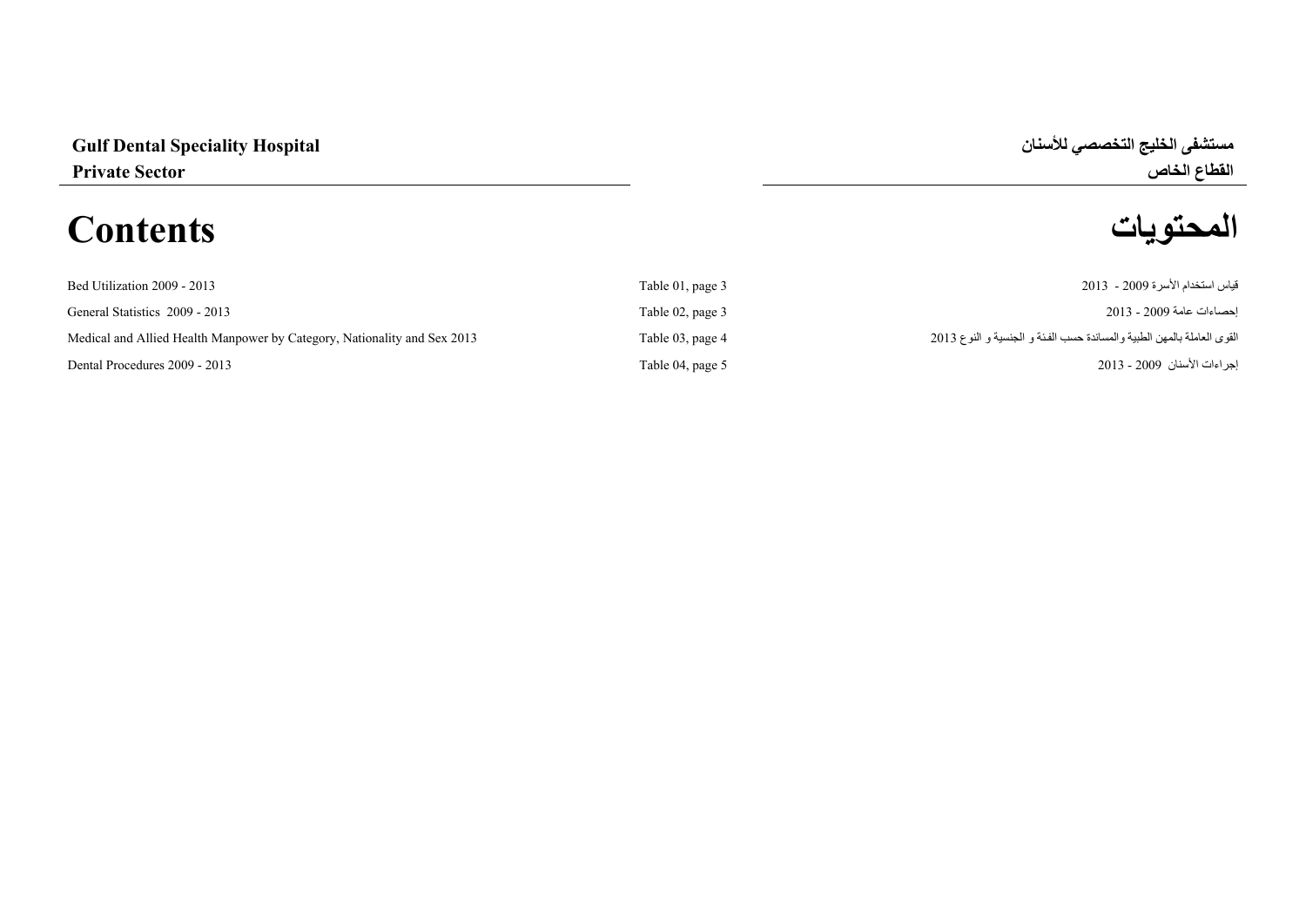**Gulf Dental Speciality Hospital**
**Private Sector**

**مستشفى الخليج التخصصي للأسنان**
**القطاع الخاص**

# Contents

# المحتويات

| Contents | Table | المحتويات |
|---|---|---|
| Bed Utilization 2009 - 2013 | Table 01, page 3 | قياس استخدام الأسرة 2009 - 2013 |
| General Statistics 2009 - 2013 | Table 02, page 3 | إحصاءات عامة 2009 - 2013 |
| Medical and Allied Health Manpower by Category, Nationality and Sex 2013 | Table 03, page 4 | القوى العاملة بالمهن الطبية والمساندة حسب الفئة و الجنسية و النوع 2013 |
| Dental Procedures 2009 - 2013 | Table 04, page 5 | إجراءات الأسنان 2009 - 2013 |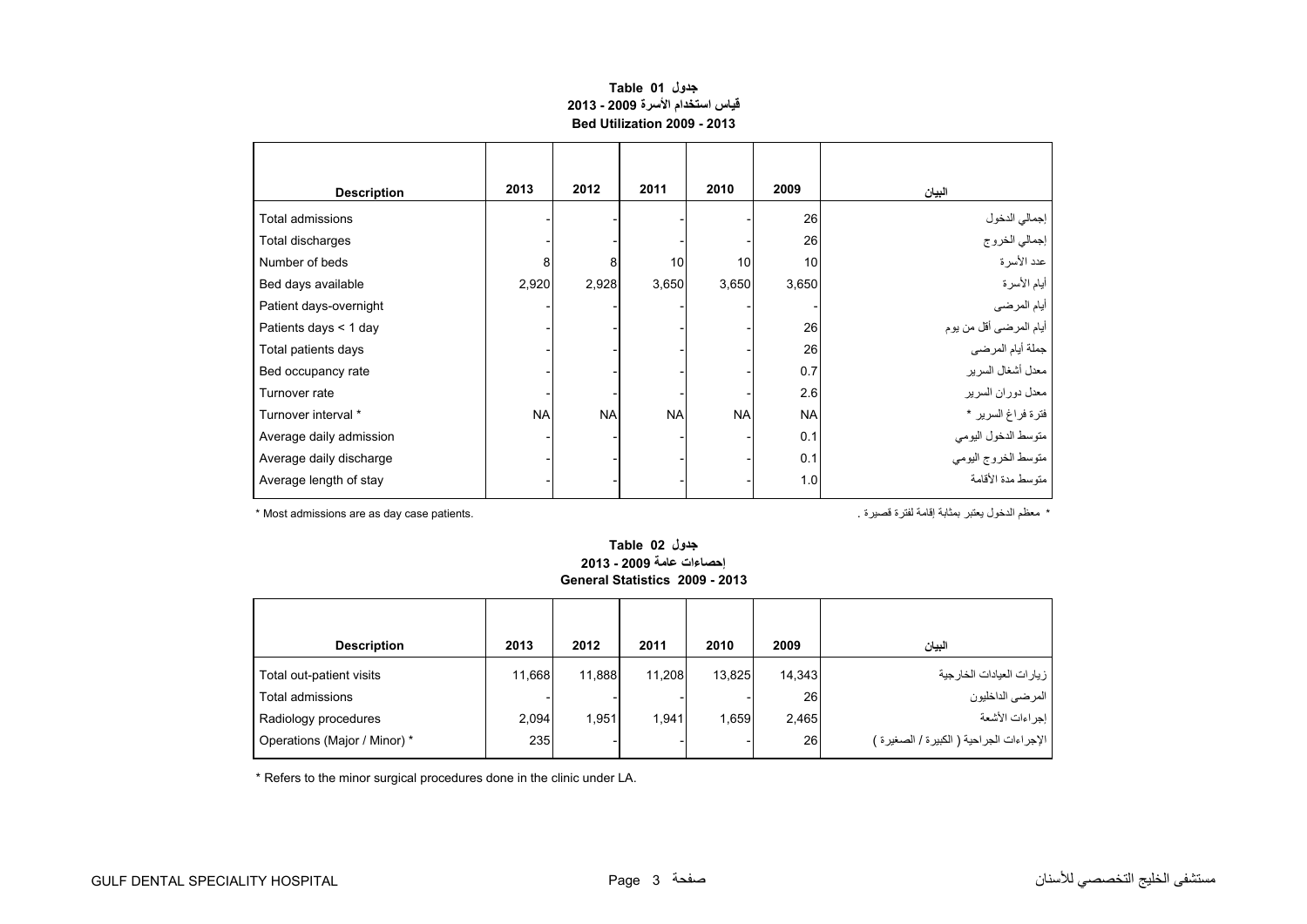**Table 01 جدول**

**قياس استخدام الأسرة 2009 - 2013**

**Bed Utilization 2009 - 2013**

| Description | 2013 | 2012 | 2011 | 2010 | 2009 | البيان |
|---|---|---|---|---|---|---|
| Total admissions | - | - | - | - | 26 | إجمالي الدخول |
| Total discharges | - | - | - | - | 26 | إجمالي الخروج |
| Number of beds | 8 | 8 | 10 | 10 | 10 | عدد الأسرة |
| Bed days available | 2,920 | 2,928 | 3,650 | 3,650 | 3,650 | أيام الأسرة |
| Patient days-overnight | - | - | - | - | - | أيام المرضى |
| Patients days < 1 day | - | - | - | - | 26 | أيام المرضى أقل من يوم |
| Total patients days | - | - | - | - | 26 | جملة أيام المرضى |
| Bed occupancy rate | - | - | - | - | 0.7 | معدل أشغال السرير |
| Turnover rate | - | - | - | - | 2.6 | معدل دوران السرير |
| Turnover interval * | NA | NA | NA | NA | NA | فترة فراغ السرير * |
| Average daily admission | - | - | - | - | 0.1 | متوسط الدخول اليومي |
| Average daily discharge | - | - | - | - | 0.1 | متوسط الخروج اليومي |
| Average length of stay | - | - | - | - | 1.0 | متوسط مدة الأقامة |

* Most admissions are as day case patients.

* معظم الدخول يعتبر بمثابة إقامة لفترة قصيرة .

**Table 02 جدول**

**إحصاءات عامة 2009 - 2013**

**General Statistics 2009 - 2013**

| Description | 2013 | 2012 | 2011 | 2010 | 2009 | البيان |
|---|---|---|---|---|---|---|
| Total out-patient visits | 11,668 | 11,888 | 11,208 | 13,825 | 14,343 | زيارات العيادات الخارجية |
| Total admissions | - | - | - | - | 26 | المرضى الداخليون |
| Radiology procedures | 2,094 | 1,951 | 1,941 | 1,659 | 2,465 | إجراءات الأشعة |
| Operations (Major / Minor) * | 235 | - | - | - | 26 | الإجراءات الجراحية ( الكبيرة / الصغيرة ) |

* Refers to the minor surgical procedures done in the clinic under LA.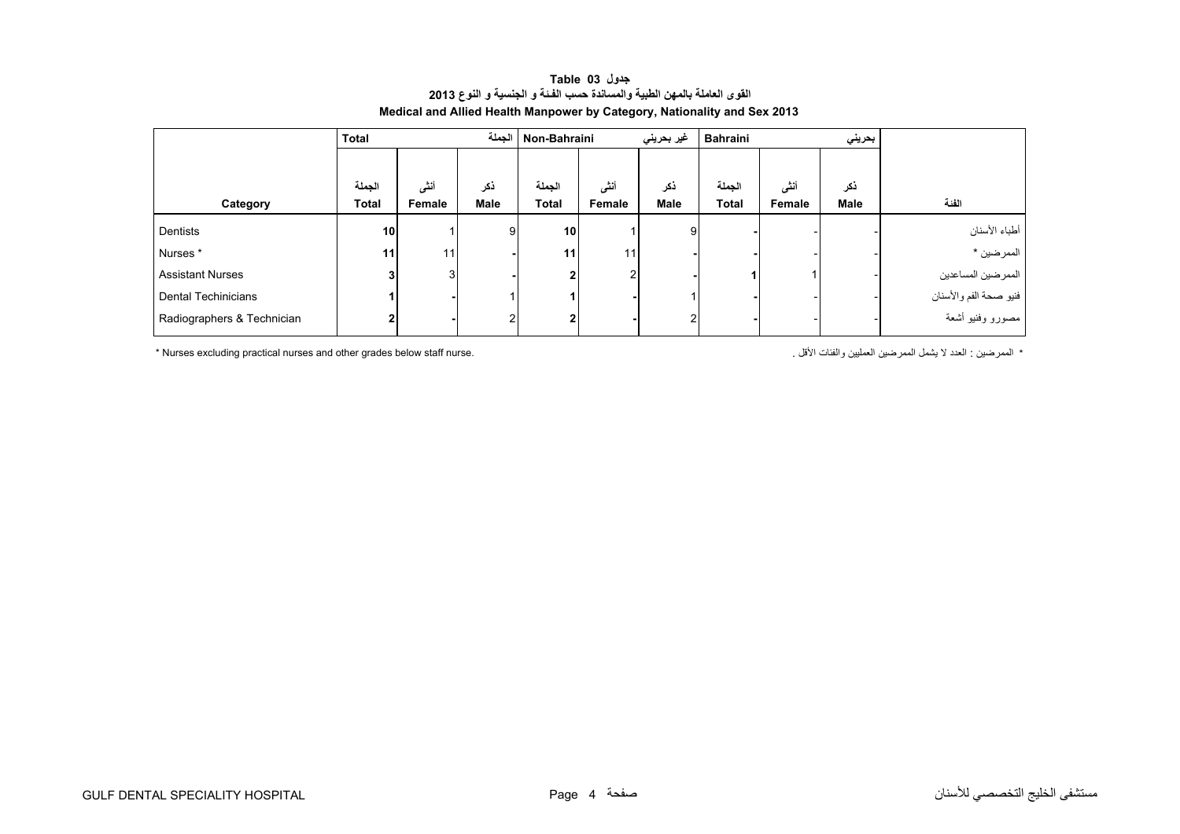**جدول 03 Table**

**القوى العاملة بالمهن الطبية والمساندة حسب الفئة و الجنسية و النوع 2013**

**Medical and Allied Health Manpower by Category, Nationality and Sex 2013**

| Category | Total الجملة | | | Non-Bahraini غير بحريني | | | Bahraini بحريني | | | الفئة |
|---|---|---|---|---|---|---|---|---|---|---|
| | الجملة Total | أنثى Female | ذكر Male | الجملة Total | أنثى Female | ذكر Male | الجملة Total | أنثى Female | ذكر Male | |
| Dentists | **10** | 1 | 9 | **10** | 1 | 9 | **-** | - | - | أطباء الأسنان |
| Nurses * | **11** | 11 | **-** | **11** | 11 | **-** | **-** | - | - | الممرضين * |
| Assistant Nurses | **3** | 3 | **-** | **2** | 2 | **-** | **1** | 1 | - | الممرضين المساعدين |
| Dental Techinicians | **1** | **-** | 1 | **1** | **-** | 1 | **-** | - | - | فنيو صحة الفم والأسنان |
| Radiographers & Technician | **2** | **-** | 2 | **2** | **-** | 2 | **-** | - | - | مصورو وفنيو أشعة |

\* Nurses excluding practical nurses and other grades below staff nurse.

\* الممرضين : العدد لا يشمل الممرضين العمليين والفئات الأقل .

GULF DENTAL SPECIALITY HOSPITAL

مستشفى الخليج التخصصي للأسنان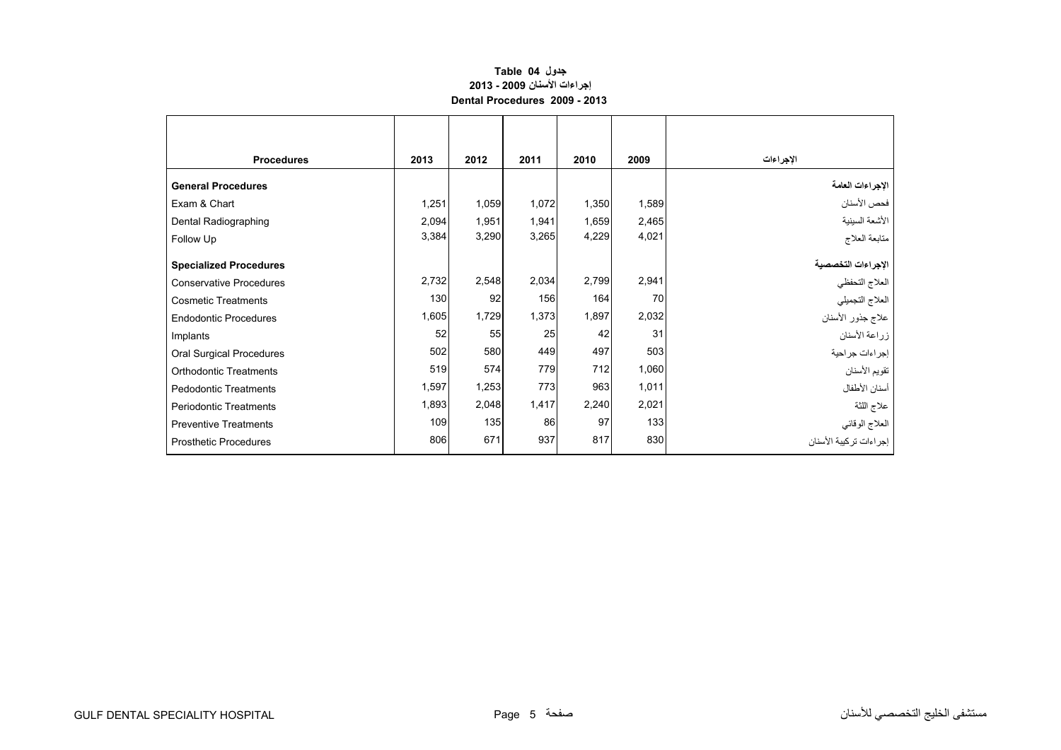**Table 04 جدول**

**إجراءات الأسنان 2009 - 2013**

**Dental Procedures 2009 - 2013**

| Procedures | 2013 | 2012 | 2011 | 2010 | 2009 | الإجراءات |
|---|---|---|---|---|---|---|
| **General Procedures** | | | | | | **الإجراءات العامة** |
| Exam & Chart | 1,251 | 1,059 | 1,072 | 1,350 | 1,589 | فحص الأسنان |
| Dental Radiographing | 2,094 | 1,951 | 1,941 | 1,659 | 2,465 | الأشعة السينية |
| Follow Up | 3,384 | 3,290 | 3,265 | 4,229 | 4,021 | متابعة العلاج |
| **Specialized Procedures** | | | | | | **الإجراءات التخصصية** |
| Conservative Procedures | 2,732 | 2,548 | 2,034 | 2,799 | 2,941 | العلاج التحفظي |
| Cosmetic Treatments | 130 | 92 | 156 | 164 | 70 | العلاج التجميلي |
| Endodontic Procedures | 1,605 | 1,729 | 1,373 | 1,897 | 2,032 | علاج جذور الأسنان |
| Implants | 52 | 55 | 25 | 42 | 31 | زراعة الأسنان |
| Oral Surgical Procedures | 502 | 580 | 449 | 497 | 503 | إجراءات جراحية |
| Orthodontic Treatments | 519 | 574 | 779 | 712 | 1,060 | تقويم الأسنان |
| Pedodontic Treatments | 1,597 | 1,253 | 773 | 963 | 1,011 | أسنان الأطفال |
| Periodontic Treatments | 1,893 | 2,048 | 1,417 | 2,240 | 2,021 | علاج اللثة |
| Preventive Treatments | 109 | 135 | 86 | 97 | 133 | العلاج الوقائي |
| Prosthetic Procedures | 806 | 671 | 937 | 817 | 830 | إجراءات تركيبية الأسنان |